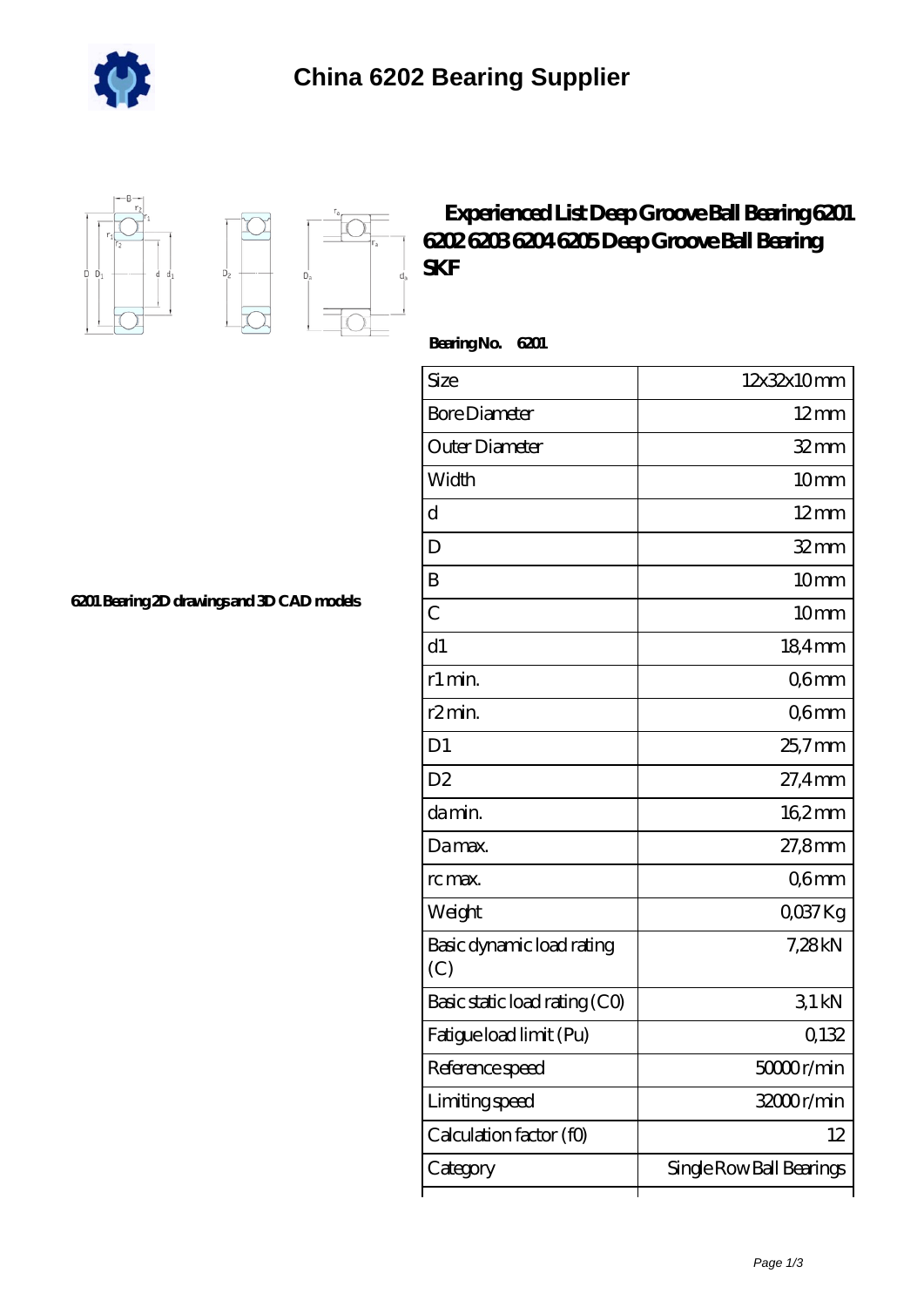# China 6202 Bearing Supplier

## Experienced List Deep Groove Ball Bearing 6201 6202 6203 6204 6205 Deep Groove Ball Bearing SKF

**Bearing No. 6201**

| Size | 12x32x10 mm |
| --- | --- |
| Bore Diameter | 12 mm |
| Outer Diameter | 32 mm |
| Width | 10 mm |
| d | 12 mm |
| D | 32 mm |
| B | 10 mm |
| C | 10 mm |
| d1 | 18,4 mm |
| r1 min. | 0,6 mm |
| r2 min. | 0,6 mm |
| D1 | 25,7 mm |
| D2 | 27,4 mm |
| da min. | 16,2 mm |
| Da max. | 27,8 mm |
| rc max. | 0,6 mm |
| Weight | 0,037 Kg |
| Basic dynamic load rating (C) | 7,28 kN |
| Basic static load rating (C0) | 3,1 kN |
| Fatigue load limit (Pu) | 0,132 |
| Reference speed | 50000 r/min |
| Limiting speed | 32000 r/min |
| Calculation factor (f0) | 12 |
| Category | Single Row Ball Bearings |

**6201 Bearing 2D drawings and 3D CAD models**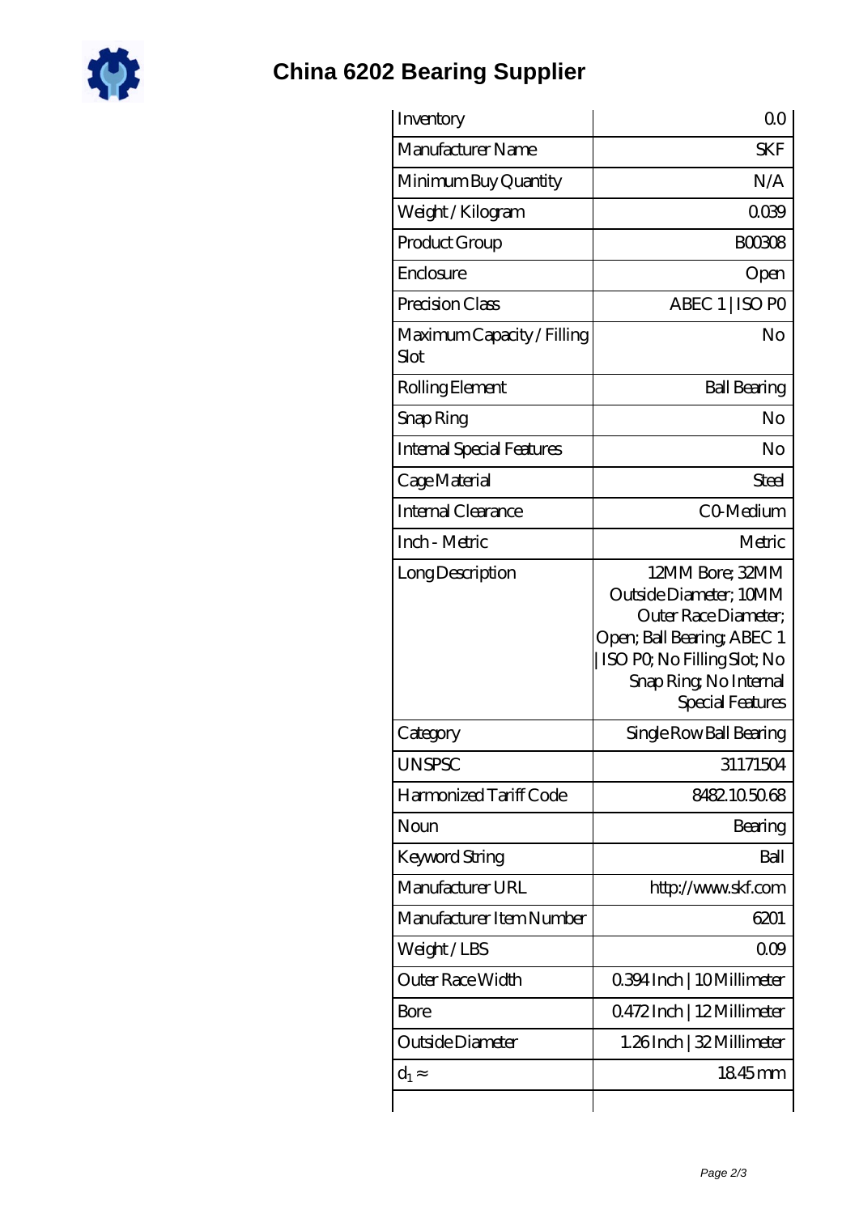# China 6202 Bearing Supplier

| | |
|---|---|
| Inventory | 0.0 |
| Manufacturer Name | SKF |
| Minimum Buy Quantity | N/A |
| Weight / Kilogram | 0.039 |
| Product Group | B00308 |
| Enclosure | Open |
| Precision Class | ABEC 1 \| ISO P0 |
| Maximum Capacity / Filling Slot | No |
| Rolling Element | Ball Bearing |
| Snap Ring | No |
| Internal Special Features | No |
| Cage Material | Steel |
| Internal Clearance | C0-Medium |
| Inch - Metric | Metric |
| Long Description | 12MM Bore; 32MM Outside Diameter; 10MM Outer Race Diameter; Open; Ball Bearing; ABEC 1 \| ISO P0; No Filling Slot; No Snap Ring; No Internal Special Features |
| Category | Single Row Ball Bearing |
| UNSPSC | 31171504 |
| Harmonized Tariff Code | 8482.10.50.68 |
| Noun | Bearing |
| Keyword String | Ball |
| Manufacturer URL | http://www.skf.com |
| Manufacturer Item Number | 6201 |
| Weight / LBS | 0.09 |
| Outer Race Width | 0.394 Inch \| 10 Millimeter |
| Bore | 0.472 Inch \| 12 Millimeter |
| Outside Diameter | 1.26 Inch \| 32 Millimeter |
| $d_1 \approx$ | 18.45 mm |
| | |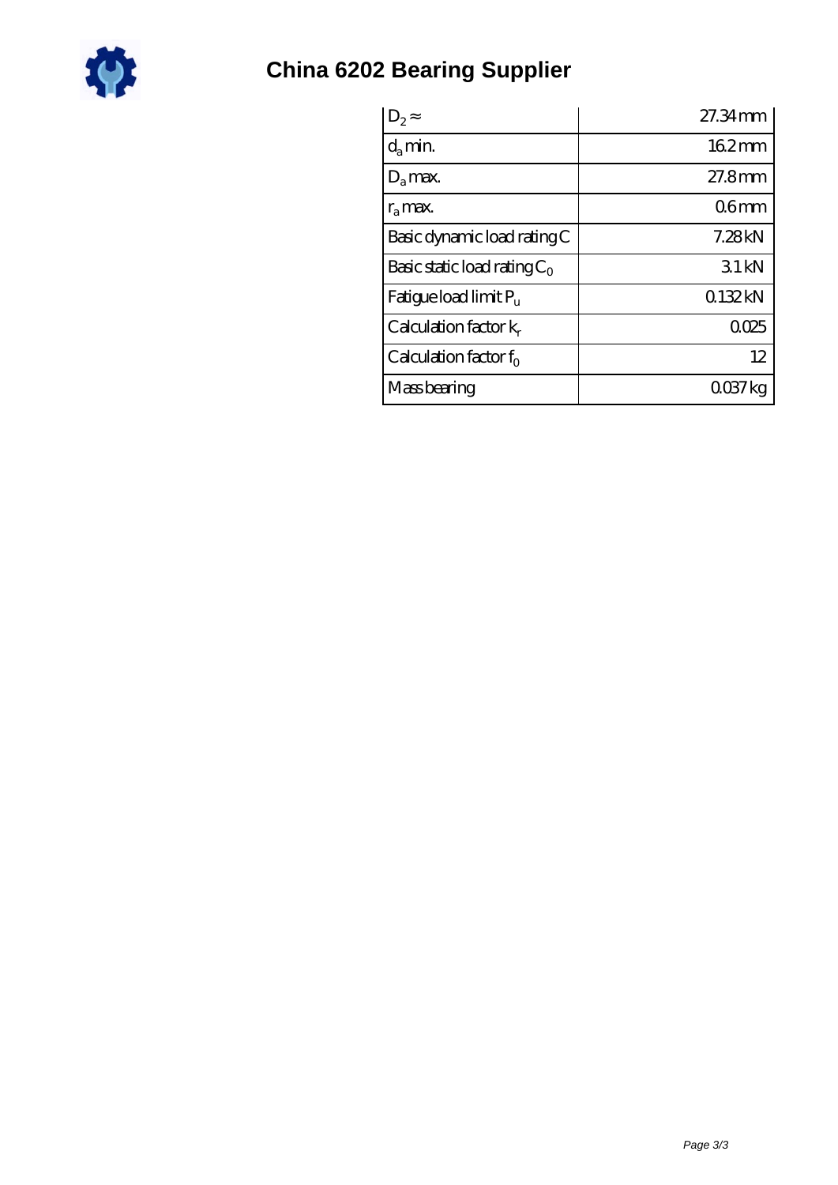## China 6202 Bearing Supplier

| | |
|---|---|
| $D_2$ ≈ | 27.34 mm |
| $d_a$ min. | 16.2 mm |
| $D_a$ max. | 27.8 mm |
| $r_a$ max. | 0.6 mm |
| Basic dynamic load rating C | 7.28 kN |
| Basic static load rating $C_0$ | 3.1 kN |
| Fatigue load limit $P_u$ | 0.132 kN |
| Calculation factor $k_r$ | 0.025 |
| Calculation factor $f_0$ | 12 |
| Mass bearing | 0.037 kg |